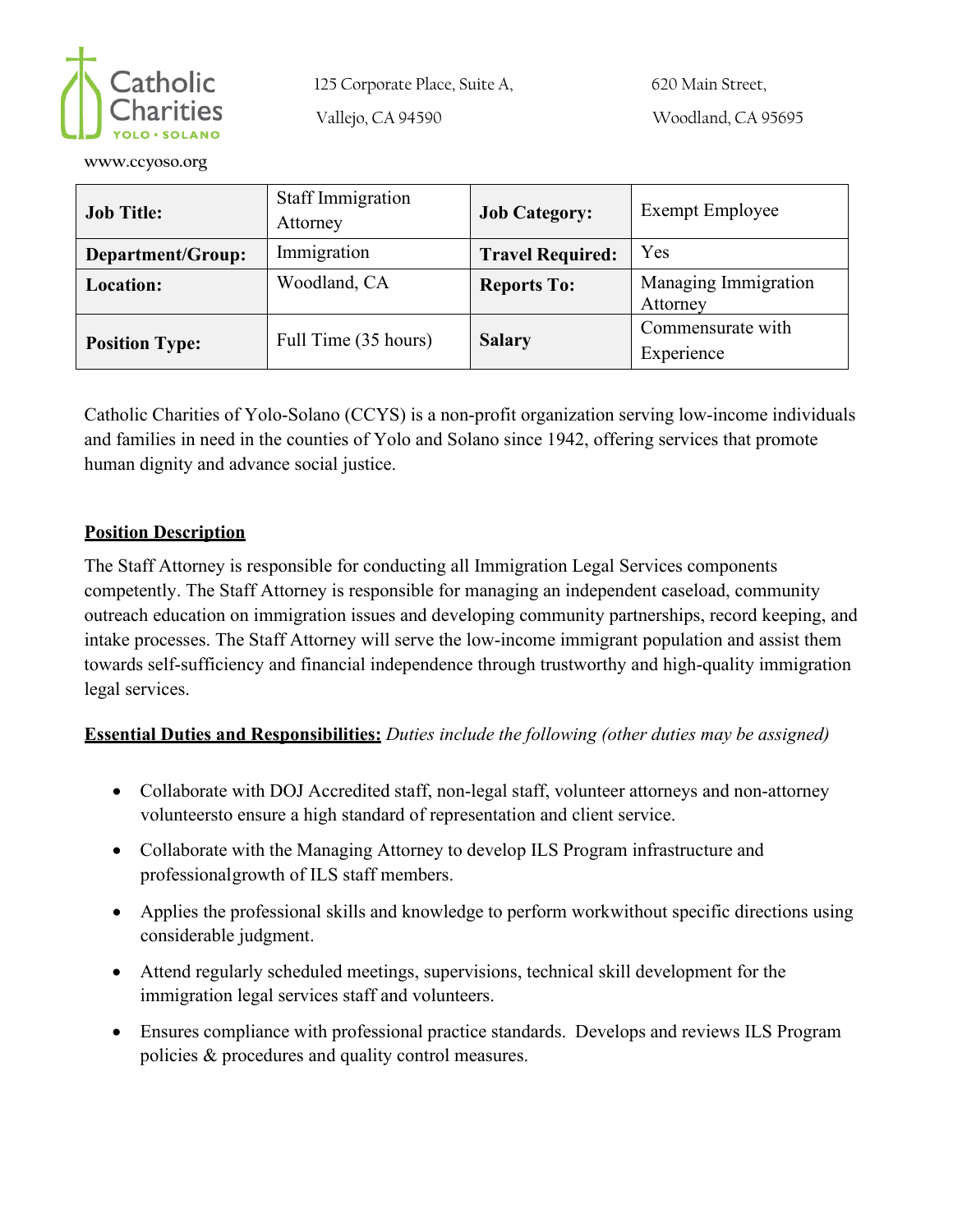Catholic Charities
YOLO • SOLANO

125 Corporate Place, Suite A,
Vallejo, CA 94590

620 Main Street,
Woodland, CA 95695

www.ccyoso.org

| **Job Title:** | Staff Immigration Attorney | **Job Category:** | Exempt Employee |
|---|---|---|---|
| **Department/Group:** | Immigration | **Travel Required:** | Yes |
| **Location:** | Woodland, CA | **Reports To:** | Managing Immigration Attorney |
| **Position Type:** | Full Time (35 hours) | **Salary** | Commensurate with Experience |

Catholic Charities of Yolo-Solano (CCYS) is a non-profit organization serving low-income individuals and families in need in the counties of Yolo and Solano since 1942, offering services that promote human dignity and advance social justice.

**Position Description**

The Staff Attorney is responsible for conducting all Immigration Legal Services components competently. The Staff Attorney is responsible for managing an independent caseload, community outreach education on immigration issues and developing community partnerships, record keeping, and intake processes. The Staff Attorney will serve the low-income immigrant population and assist them towards self-sufficiency and financial independence through trustworthy and high-quality immigration legal services.

**Essential Duties and Responsibilities:** *Duties include the following (other duties may be assigned)*

- Collaborate with DOJ Accredited staff, non-legal staff, volunteer attorneys and non-attorney volunteersto ensure a high standard of representation and client service.
- Collaborate with the Managing Attorney to develop ILS Program infrastructure and professionalgrowth of ILS staff members.
- Applies the professional skills and knowledge to perform workwithout specific directions using considerable judgment.
- Attend regularly scheduled meetings, supervisions, technical skill development for the immigration legal services staff and volunteers.
- Ensures compliance with professional practice standards. Develops and reviews ILS Program policies & procedures and quality control measures.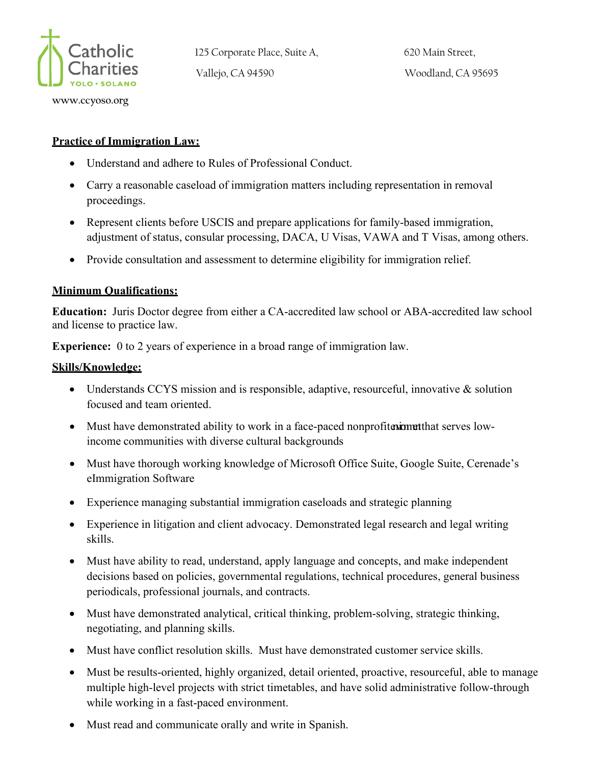Catholic Charities YOLO • SOLANO

125 Corporate Place, Suite A, Vallejo, CA 94590

620 Main Street, Woodland, CA 95695

www.ccyoso.org

**Practice of Immigration Law:**

- Understand and adhere to Rules of Professional Conduct.
- Carry a reasonable caseload of immigration matters including representation in removal proceedings.
- Represent clients before USCIS and prepare applications for family-based immigration, adjustment of status, consular processing, DACA, U Visas, VAWA and T Visas, among others.
- Provide consultation and assessment to determine eligibility for immigration relief.

**Minimum Qualifications:**

**Education:** Juris Doctor degree from either a CA-accredited law school or ABA-accredited law school and license to practice law.

**Experience:** 0 to 2 years of experience in a broad range of immigration law.

**Skills/Knowledge:**

- Understands CCYS mission and is responsible, adaptive, resourceful, innovative & solution focused and team oriented.
- Must have demonstrated ability to work in a face-paced nonprofit environment that serves low-income communities with diverse cultural backgrounds
- Must have thorough working knowledge of Microsoft Office Suite, Google Suite, Cerenade's eImmigration Software
- Experience managing substantial immigration caseloads and strategic planning
- Experience in litigation and client advocacy. Demonstrated legal research and legal writing skills.
- Must have ability to read, understand, apply language and concepts, and make independent decisions based on policies, governmental regulations, technical procedures, general business periodicals, professional journals, and contracts.
- Must have demonstrated analytical, critical thinking, problem-solving, strategic thinking, negotiating, and planning skills.
- Must have conflict resolution skills. Must have demonstrated customer service skills.
- Must be results-oriented, highly organized, detail oriented, proactive, resourceful, able to manage multiple high-level projects with strict timetables, and have solid administrative follow-through while working in a fast-paced environment.
- Must read and communicate orally and write in Spanish.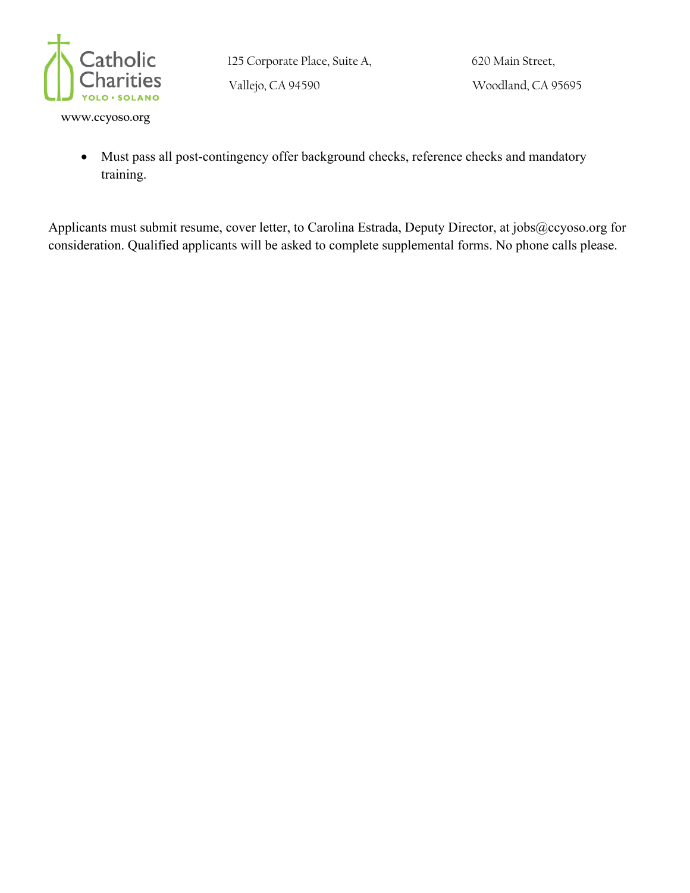- Must pass all post-contingency offer background checks, reference checks and mandatory training.

Applicants must submit resume, cover letter, to Carolina Estrada, Deputy Director, at jobs@ccyoso.org for consideration. Qualified applicants will be asked to complete supplemental forms. No phone calls please.